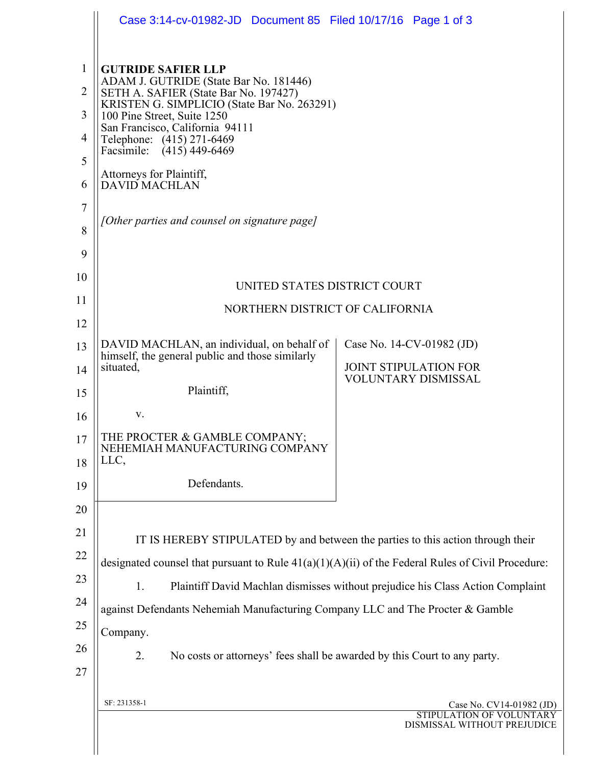**GUTRIDE SAFIER LLP**
ADAM J. GUTRIDE (State Bar No. 181446)
SETH A. SAFIER (State Bar No. 197427)
KRISTEN G. SIMPLICIO (State Bar No. 263291)
100 Pine Street, Suite 1250
San Francisco, California 94111
Telephone: (415) 271-6469
Facsimile: (415) 449-6469

Attorneys for Plaintiff,
DAVID MACHLAN

*[Other parties and counsel on signature page]*

UNITED STATES DISTRICT COURT

NORTHERN DISTRICT OF CALIFORNIA

| | |
|---|---|
| DAVID MACHLAN, an individual, on behalf of himself, the general public and those similarly situated,<br><br>Plaintiff,<br><br>v.<br><br>THE PROCTER & GAMBLE COMPANY; NEHEMIAH MANUFACTURING COMPANY LLC,<br><br>Defendants. | Case No. 14-CV-01982 (JD)<br><br>JOINT STIPULATION FOR VOLUNTARY DISMISSAL |

IT IS HEREBY STIPULATED by and between the parties to this action through their designated counsel that pursuant to Rule 41(a)(1)(A)(ii) of the Federal Rules of Civil Procedure:

1. Plaintiff David Machlan dismisses without prejudice his Class Action Complaint against Defendants Nehemiah Manufacturing Company LLC and The Procter & Gamble Company.

2. No costs or attorneys' fees shall be awarded by this Court to any party.

SF: 231358-1

Case No. CV14-01982 (JD)
STIPULATION OF VOLUNTARY DISMISSAL WITHOUT PREJUDICE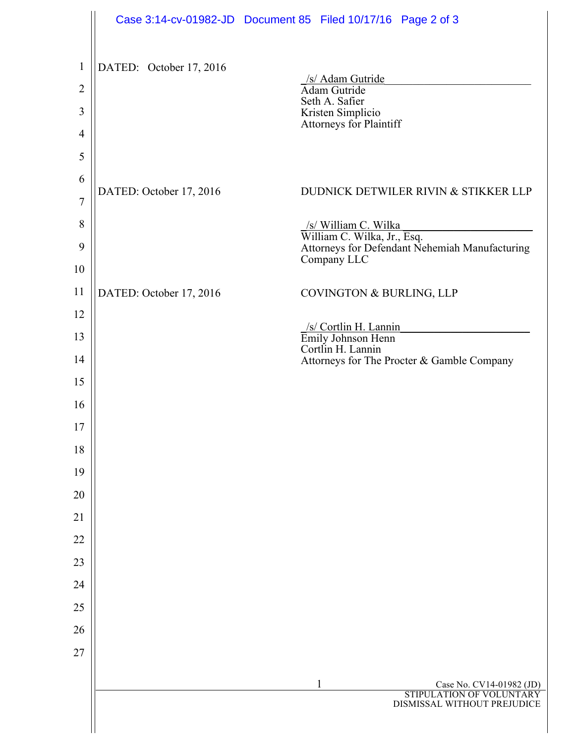DATED: October 17, 2016

/s/ Adam Gutride
Adam Gutride
Seth A. Safier
Kristen Simplicio
Attorneys for Plaintiff

DATED: October 17, 2016

DUDNICK DETWILER RIVIN & STIKKER LLP

/s/ William C. Wilka
William C. Wilka, Jr., Esq.
Attorneys for Defendant Nehemiah Manufacturing Company LLC

DATED: October 17, 2016

COVINGTON & BURLING, LLP

/s/ Cortlin H. Lannin
Emily Johnson Henn
Cortlin H. Lannin
Attorneys for The Procter & Gamble Company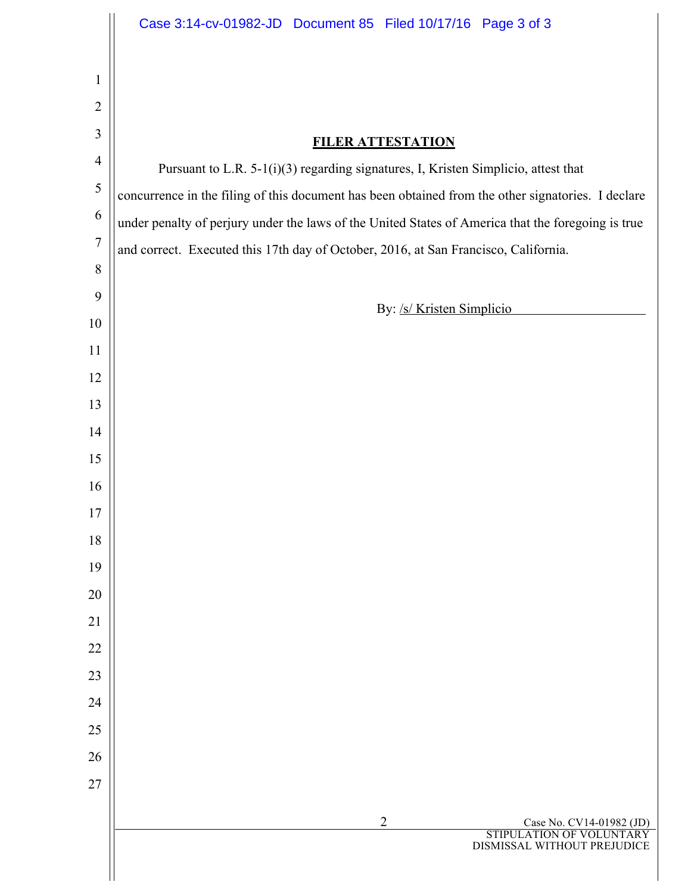## FILER ATTESTATION

Pursuant to L.R. 5-1(i)(3) regarding signatures, I, Kristen Simplicio, attest that concurrence in the filing of this document has been obtained from the other signatories. I declare under penalty of perjury under the laws of the United States of America that the foregoing is true and correct. Executed this 17th day of October, 2016, at San Francisco, California.

By: /s/ Kristen Simplicio

Case No. CV14-01982 (JD)
STIPULATION OF VOLUNTARY DISMISSAL WITHOUT PREJUDICE